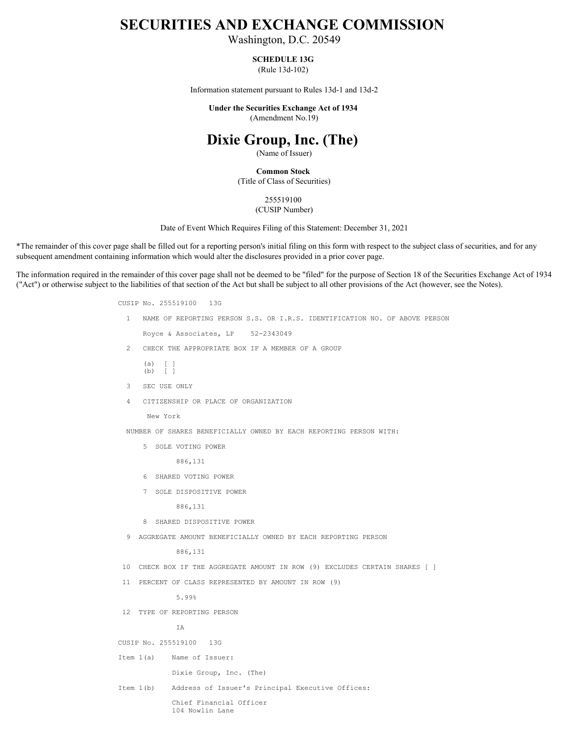# SECURITIES AND EXCHANGE COMMISSION

Washington, D.C. 20549

**SCHEDULE 13G**
(Rule 13d-102)

Information statement pursuant to Rules 13d-1 and 13d-2

**Under the Securities Exchange Act of 1934**
(Amendment No.19)

# Dixie Group, Inc. (The)

(Name of Issuer)

**Common Stock**
(Title of Class of Securities)

255519100
(CUSIP Number)

Date of Event Which Requires Filing of this Statement: December 31, 2021

*The remainder of this cover page shall be filled out for a reporting person's initial filing on this form with respect to the subject class of securities, and for any subsequent amendment containing information which would alter the disclosures provided in a prior cover page.

The information required in the remainder of this cover page shall not be deemed to be "filed" for the purpose of Section 18 of the Securities Exchange Act of 1934 ("Act") or otherwise subject to the liabilities of that section of the Act but shall be subject to all other provisions of the Act (however, see the Notes).

```
CUSIP No. 255519100   13G

  1   NAME OF REPORTING PERSON S.S. OR I.R.S. IDENTIFICATION NO. OF ABOVE PERSON

      Royce & Associates, LP    52-2343049

  2   CHECK THE APPROPRIATE BOX IF A MEMBER OF A GROUP

      (a)  [ ]
      (b)  [ ]

  3   SEC USE ONLY

  4   CITIZENSHIP OR PLACE OF ORGANIZATION

       New York

  NUMBER OF SHARES BENEFICIALLY OWNED BY EACH REPORTING PERSON WITH:

      5  SOLE VOTING POWER

             886,131

      6  SHARED VOTING POWER

      7  SOLE DISPOSITIVE POWER

             886,131

      8  SHARED DISPOSITIVE POWER

  9  AGGREGATE AMOUNT BENEFICIALLY OWNED BY EACH REPORTING PERSON

             886,131

 10  CHECK BOX IF THE AGGREGATE AMOUNT IN ROW (9) EXCLUDES CERTAIN SHARES [ ]

 11  PERCENT OF CLASS REPRESENTED BY AMOUNT IN ROW (9)

             5.99%

 12  TYPE OF REPORTING PERSON

             IA

CUSIP No. 255519100   13G

Item 1(a)     Name of Issuer:

              Dixie Group, Inc. (The)

Item 1(b)     Address of Issuer's Principal Executive Offices:

              Chief Financial Officer
              104 Nowlin Lane
```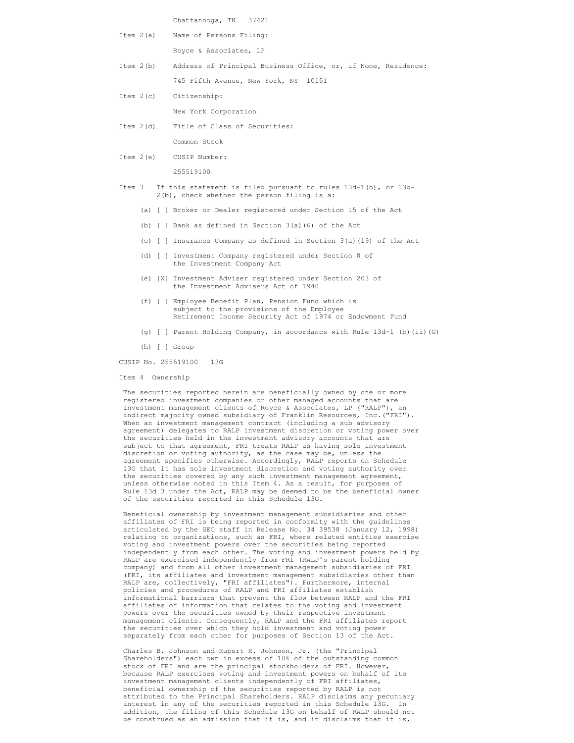Chattanooga, TN 37421

Item 2(a) Name of Persons Filing:

Royce & Associates, LP

Item 2(b) Address of Principal Business Office, or, if None, Residence:

745 Fifth Avenue, New York, NY 10151

Item 2(c) Citizenship:

New York Corporation

Item 2(d) Title of Class of Securities:

Common Stock

Item 2(e) CUSIP Number:

255519100

Item 3 If this statement is filed pursuant to rules 13d-1(b), or 13d-2(b), check whether the person filing is a:

(a) [ ] Broker or Dealer registered under Section 15 of the Act

(b) [ ] Bank as defined in Section 3(a)(6) of the Act

(c) [ ] Insurance Company as defined in Section 3(a)(19) of the Act

(d) [ ] Investment Company registered under Section 8 of the Investment Company Act

(e) [X] Investment Adviser registered under Section 203 of the Investment Advisers Act of 1940

(f) [ ] Employee Benefit Plan, Pension Fund which is subject to the provisions of the Employee Retirement Income Security Act of 1974 or Endowment Fund

(g) [ ] Parent Holding Company, in accordance with Rule 13d-1 (b)(ii)(G)

(h) [ ] Group

CUSIP No. 255519100 13G

Item 4 Ownership

The securities reported herein are beneficially owned by one or more registered investment companies or other managed accounts that are investment management clients of Royce & Associates, LP ("RALP"), an indirect majority owned subsidiary of Franklin Resources, Inc.("FRI"). When an investment management contract (including a sub advisory agreement) delegates to RALP investment discretion or voting power over the securities held in the investment advisory accounts that are subject to that agreement, FRI treats RALP as having sole investment discretion or voting authority, as the case may be, unless the agreement specifies otherwise. Accordingly, RALP reports on Schedule 13G that it has sole investment discretion and voting authority over the securities covered by any such investment management agreement, unless otherwise noted in this Item 4. As a result, for purposes of Rule 13d 3 under the Act, RALP may be deemed to be the beneficial owner of the securities reported in this Schedule 13G.

Beneficial ownership by investment management subsidiaries and other affiliates of FRI is being reported in conformity with the guidelines articulated by the SEC staff in Release No. 34 39538 (January 12, 1998) relating to organizations, such as FRI, where related entities exercise voting and investment powers over the securities being reported independently from each other. The voting and investment powers held by RALP are exercised independently from FRI (RALP's parent holding company) and from all other investment management subsidiaries of FRI (FRI, its affiliates and investment management subsidiaries other than RALP are, collectively, "FRI affiliates"). Furthermore, internal policies and procedures of RALP and FRI affiliates establish informational barriers that prevent the flow between RALP and the FRI affiliates of information that relates to the voting and investment powers over the securities owned by their respective investment management clients. Consequently, RALP and the FRI affiliates report the securities over which they hold investment and voting power separately from each other for purposes of Section 13 of the Act.

Charles B. Johnson and Rupert H. Johnson, Jr. (the "Principal Shareholders") each own in excess of 10% of the outstanding common stock of FRI and are the principal stockholders of FRI. However, because RALP exercises voting and investment powers on behalf of its investment management clients independently of FRI affiliates, beneficial ownership of the securities reported by RALP is not attributed to the Principal Shareholders. RALP disclaims any pecuniary interest in any of the securities reported in this Schedule 13G. In addition, the filing of this Schedule 13G on behalf of RALP should not be construed as an admission that it is, and it disclaims that it is,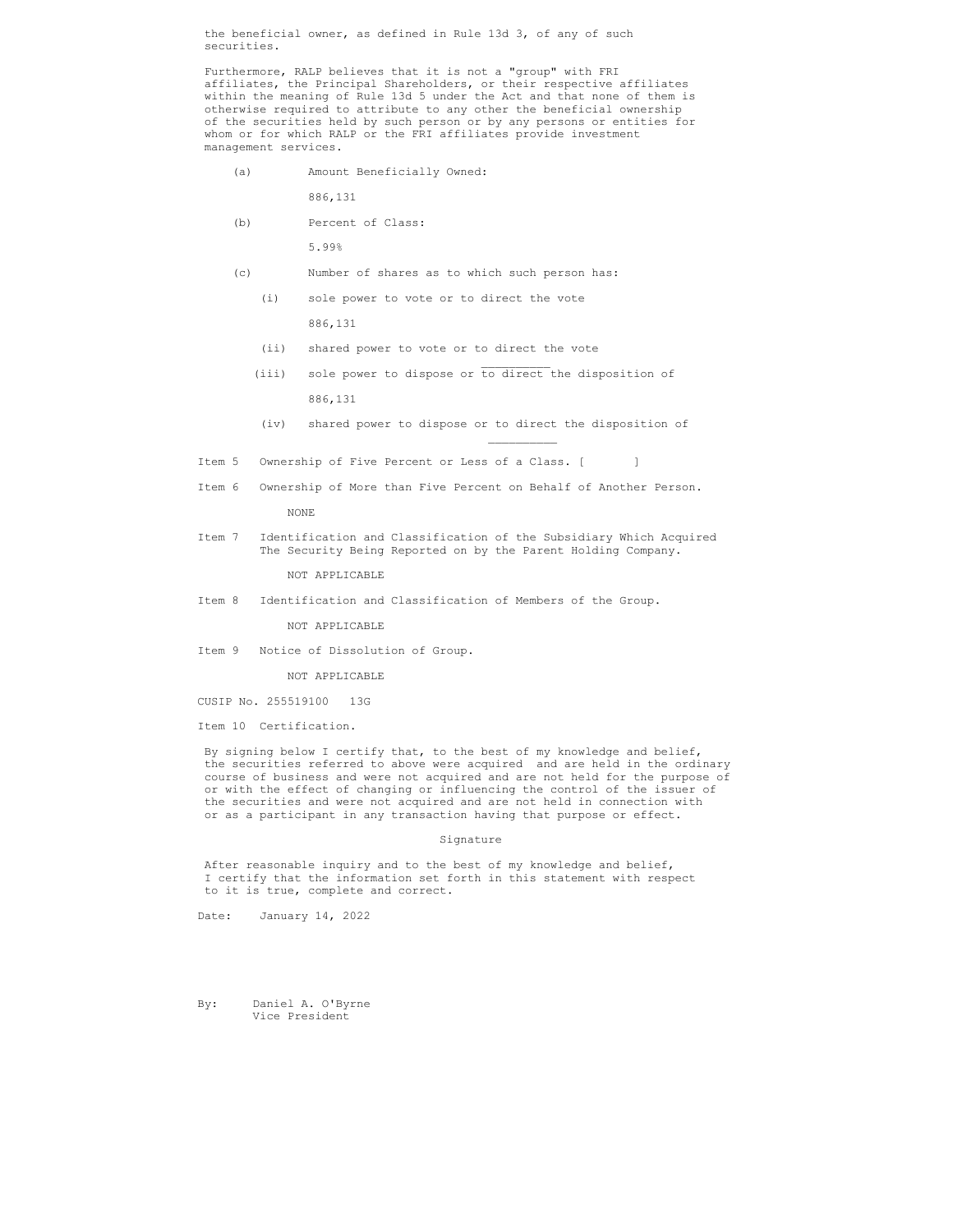the beneficial owner, as defined in Rule 13d 3, of any of such securities.

Furthermore, RALP believes that it is not a "group" with FRI affiliates, the Principal Shareholders, or their respective affiliates within the meaning of Rule 13d 5 under the Act and that none of them is otherwise required to attribute to any other the beneficial ownership of the securities held by such person or by any persons or entities for whom or for which RALP or the FRI affiliates provide investment management services.

(a) Amount Beneficially Owned:

886,131

(b) Percent of Class:

5.99%

(c) Number of shares as to which such person has:

(i) sole power to vote or to direct the vote

886,131

(ii) shared power to vote or to direct the vote

__________

(iii) sole power to dispose or to direct the disposition of

886,131

(iv) shared power to dispose or to direct the disposition of

__________

Item 5 Ownership of Five Percent or Less of a Class. [ ]

Item 6 Ownership of More than Five Percent on Behalf of Another Person.

NONE

Item 7 Identification and Classification of the Subsidiary Which Acquired The Security Being Reported on by the Parent Holding Company.

NOT APPLICABLE

Item 8 Identification and Classification of Members of the Group.

NOT APPLICABLE

Item 9 Notice of Dissolution of Group.

NOT APPLICABLE

CUSIP No. 255519100 13G

Item 10 Certification.

By signing below I certify that, to the best of my knowledge and belief, the securities referred to above were acquired and are held in the ordinary course of business and were not acquired and are not held for the purpose of or with the effect of changing or influencing the control of the issuer of the securities and were not acquired and are not held in connection with or as a participant in any transaction having that purpose or effect.

Signature

After reasonable inquiry and to the best of my knowledge and belief, I certify that the information set forth in this statement with respect to it is true, complete and correct.

Date: January 14, 2022

By: Daniel A. O'Byrne
Vice President